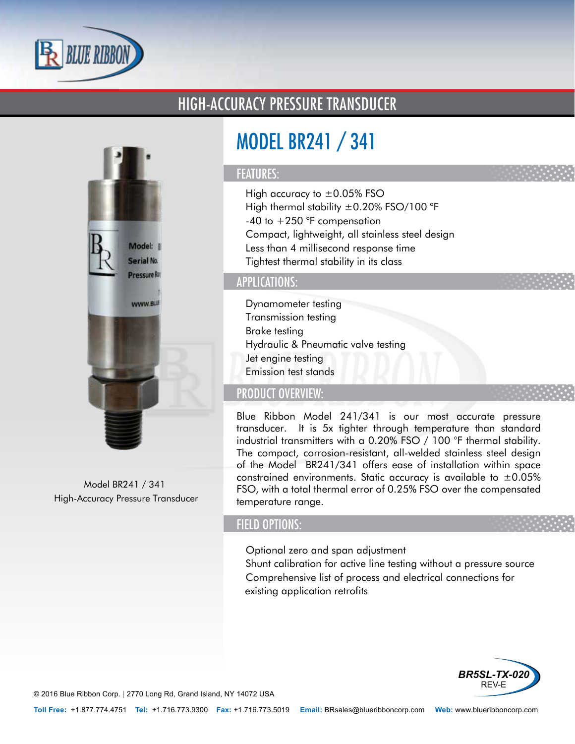# HIGH-ACCURACY PRESSURE TRANSDUCER

## MODEL BR241 / 341

### FEATURES:

- High accuracy to ±0.05% FSO
- High thermal stability ±0.20% FSO/100 °F
- -40 to +250 °F compensation
- Compact, lightweight, all stainless steel design
- Less than 4 millisecond response time
- Tightest thermal stability in its class

### APPLICATIONS:

- Dynamometer testing
- Transmission testing
- Brake testing
- Hydraulic & Pneumatic valve testing
- Jet engine testing
- Emission test stands

### PRODUCT OVERVIEW:

Blue Ribbon Model 241/341 is our most accurate pressure transducer. It is 5x tighter through temperature than standard industrial transmitters with a 0.20% FSO / 100 °F thermal stability. The compact, corrosion-resistant, all-welded stainless steel design of the Model BR241/341 offers ease of installation within space constrained environments. Static accuracy is available to ±0.05% FSO, with a total thermal error of 0.25% FSO over the compensated temperature range.

### FIELD OPTIONS:

- Optional zero and span adjustment
- Shunt calibration for active line testing without a pressure source
- Comprehensive list of process and electrical connections for existing application retrofits

Model BR241 / 341
High-Accuracy Pressure Transducer

BR5SL-TX-020
REV-E

© 2016 Blue Ribbon Corp. | 2770 Long Rd, Grand Island, NY 14072 USA

**Toll Free:** +1.877.774.4751 **Tel:** +1.716.773.9300 **Fax:** +1.716.773.5019 **Email:** BRsales@blueribboncorp.com **Web:** www.blueribboncorp.com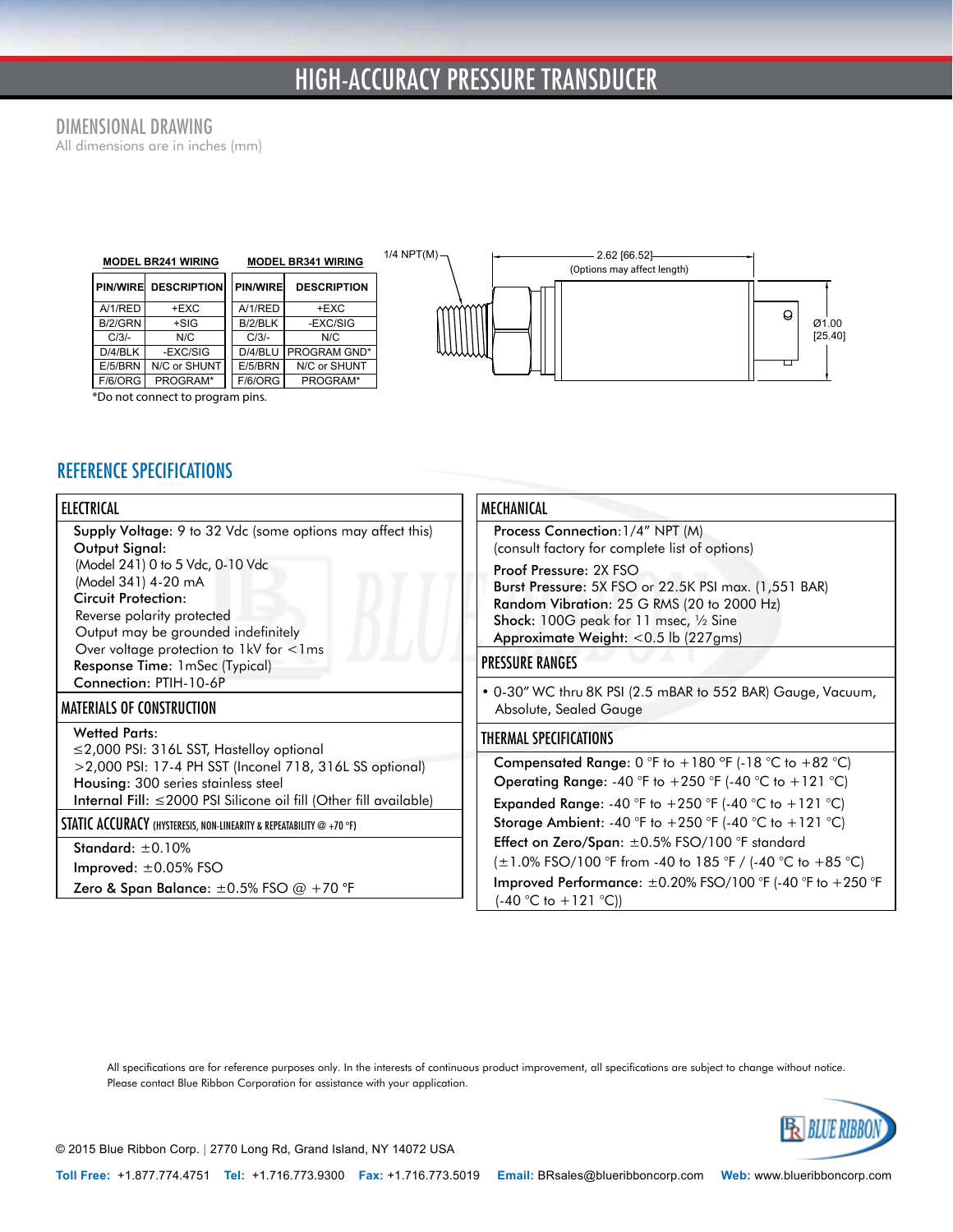# HIGH-ACCURACY PRESSURE TRANSDUCER

## DIMENSIONAL DRAWING

All dimensions are in inches (mm)

**MODEL BR241 WIRING**

| PIN/WIRE | DESCRIPTION |
|---|---|
| A/1/RED | +EXC |
| B/2/GRN | +SIG |
| C/3/- | N/C |
| D/4/BLK | -EXC/SIG |
| E/5/BRN | N/C or SHUNT |
| F/6/ORG | PROGRAM* |

**MODEL BR341 WIRING**

| PIN/WIRE | DESCRIPTION |
|---|---|
| A/1/RED | +EXC |
| B/2/BLK | -EXC/SIG |
| C/3/- | N/C |
| D/4/BLU | PROGRAM GND* |
| E/5/BRN | N/C or SHUNT |
| F/6/ORG | PROGRAM* |

*Do not connect to program pins.

1/4 NPT(M)

2.62 [66.52]
(Options may affect length)

Ø1.00
[25.40]

## REFERENCE SPECIFICATIONS

### ELECTRICAL

**Supply Voltage:** 9 to 32 Vdc (some options may affect this)
**Output Signal:**
(Model 241) 0 to 5 Vdc, 0-10 Vdc
(Model 341) 4-20 mA
**Circuit Protection:**
Reverse polarity protected
Output may be grounded indefinitely
Over voltage protection to 1kV for <1ms
**Response Time:** 1mSec (Typical)
**Connection:** PTIH-10-6P

### MATERIALS OF CONSTRUCTION

**Wetted Parts:**
≤2,000 PSI: 316L SST, Hastelloy optional
>2,000 PSI: 17-4 PH SST (Inconel 718, 316L SS optional)
**Housing:** 300 series stainless steel
**Internal Fill:** ≤2000 PSI Silicone oil fill (Other fill available)

### STATIC ACCURACY (HYSTERESIS, NON-LINEARITY & REPEATABILITY @ +70 °F)

**Standard:** ±0.10%
**Improved:** ±0.05% FSO
**Zero & Span Balance:** ±0.5% FSO @ +70 °F

### MECHANICAL

**Process Connection**:1/4" NPT (M)
(consult factory for complete list of options)
**Proof Pressure:** 2X FSO
**Burst Pressure:** 5X FSO or 22.5K PSI max. (1,551 BAR)
**Random Vibration:** 25 G RMS (20 to 2000 Hz)
**Shock:** 100G peak for 11 msec, ½ Sine
**Approximate Weight:** <0.5 lb (227gms)

### PRESSURE RANGES

- 0-30" WC thru 8K PSI (2.5 mBAR to 552 BAR) Gauge, Vacuum, Absolute, Sealed Gauge

### THERMAL SPECIFICATIONS

**Compensated Range:** 0 °F to +180 °F (-18 °C to +82 °C)
**Operating Range:** -40 °F to +250 °F (-40 °C to +121 °C)
**Expanded Range:** -40 °F to +250 °F (-40 °C to +121 °C)
**Storage Ambient:** -40 °F to +250 °F (-40 °C to +121 °C)
**Effect on Zero/Span:** ±0.5% FSO/100 °F standard
(±1.0% FSO/100 °F from -40 to 185 °F / (-40 °C to +85 °C)
**Improved Performance:** ±0.20% FSO/100 °F (-40 °F to +250 °F (-40 °C to +121 °C))

All specifications are for reference purposes only. In the interests of continuous product improvement, all specifications are subject to change without notice. Please contact Blue Ribbon Corporation for assistance with your application.

© 2015 Blue Ribbon Corp. | 2770 Long Rd, Grand Island, NY 14072 USA

**Toll Free:** +1.877.774.4751 **Tel:** +1.716.773.9300 **Fax:** +1.716.773.5019 **Email:** BRsales@blueribboncorp.com **Web:** www.blueribboncorp.com